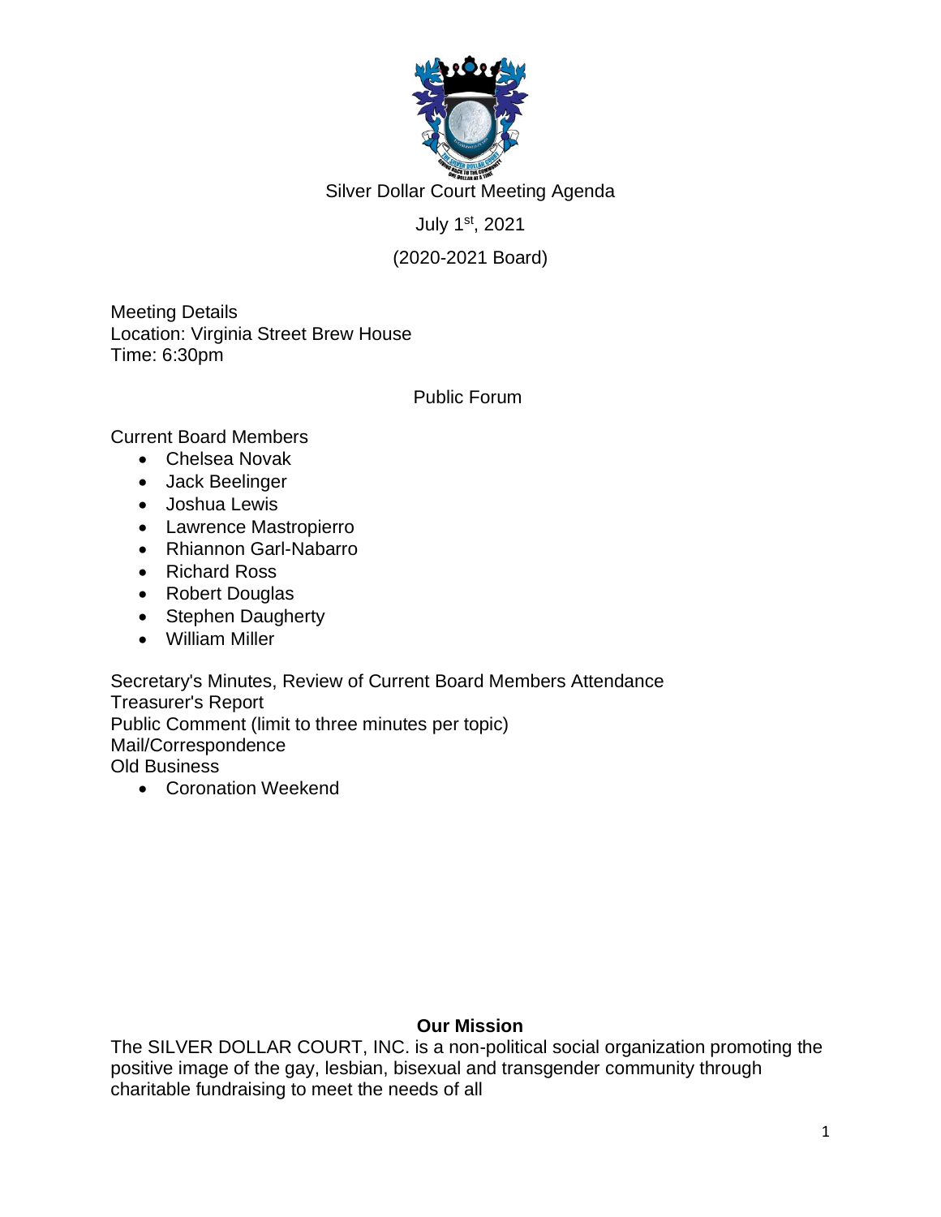Silver Dollar Court Meeting Agenda

July 1st, 2021

(2020-2021 Board)

Meeting Details
Location: Virginia Street Brew House
Time: 6:30pm

Public Forum

Current Board Members

- Chelsea Novak
- Jack Beelinger
- Joshua Lewis
- Lawrence Mastropierro
- Rhiannon Garl-Nabarro
- Richard Ross
- Robert Douglas
- Stephen Daugherty
- William Miller

Secretary's Minutes, Review of Current Board Members Attendance
Treasurer's Report
Public Comment (limit to three minutes per topic)
Mail/Correspondence
Old Business

- Coronation Weekend

**Our Mission**

The SILVER DOLLAR COURT, INC. is a non-political social organization promoting the positive image of the gay, lesbian, bisexual and transgender community through charitable fundraising to meet the needs of all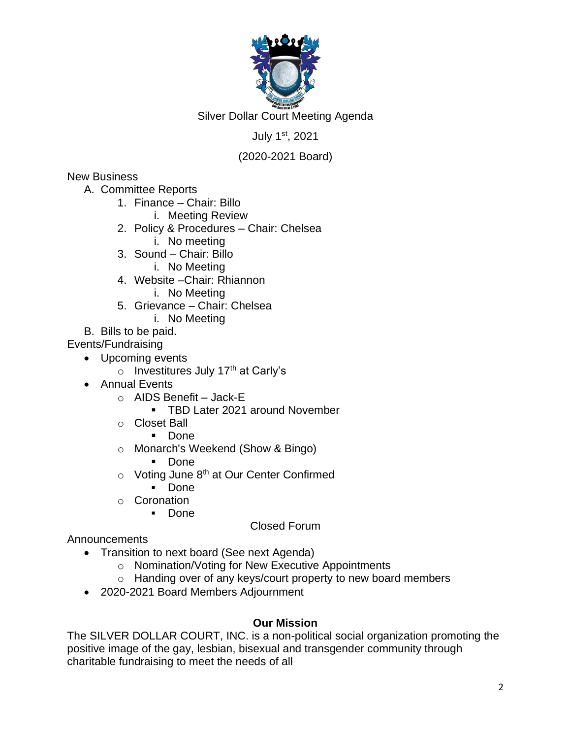Silver Dollar Court Meeting Agenda

July 1st, 2021

(2020-2021 Board)

New Business

A. Committee Reports
   1. Finance – Chair: Billo
      i. Meeting Review
   2. Policy & Procedures – Chair: Chelsea
      i. No meeting
   3. Sound – Chair: Billo
      i. No Meeting
   4. Website –Chair: Rhiannon
      i. No Meeting
   5. Grievance – Chair: Chelsea
      i. No Meeting
B. Bills to be paid.

Events/Fundraising

- Upcoming events
  - Investitures July 17th at Carly's
- Annual Events
  - AIDS Benefit – Jack-E
    - TBD Later 2021 around November
  - Closet Ball
    - Done
  - Monarch's Weekend (Show & Bingo)
    - Done
  - Voting June 8th at Our Center Confirmed
    - Done
  - Coronation
    - Done

Closed Forum

Announcements

- Transition to next board (See next Agenda)
  - Nomination/Voting for New Executive Appointments
  - Handing over of any keys/court property to new board members
- 2020-2021 Board Members Adjournment

**Our Mission**

The SILVER DOLLAR COURT, INC. is a non-political social organization promoting the positive image of the gay, lesbian, bisexual and transgender community through charitable fundraising to meet the needs of all